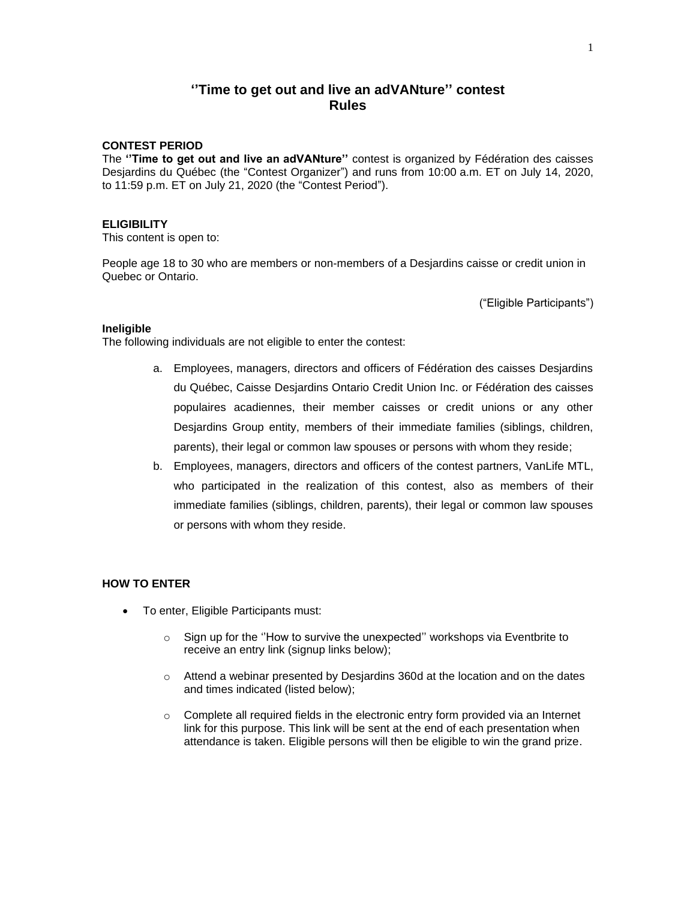# ''Time to get out and live an adVANture'' contest
# Rules

### CONTEST PERIOD

The **''Time to get out and live an adVANture''** contest is organized by Fédération des caisses Desjardins du Québec (the "Contest Organizer") and runs from 10:00 a.m. ET on July 14, 2020, to 11:59 p.m. ET on July 21, 2020 (the "Contest Period").

### ELIGIBILITY

This content is open to:

People age 18 to 30 who are members or non-members of a Desjardins caisse or credit union in Quebec or Ontario.

("Eligible Participants")

**Ineligible**

The following individuals are not eligible to enter the contest:

a. Employees, managers, directors and officers of Fédération des caisses Desjardins du Québec, Caisse Desjardins Ontario Credit Union Inc. or Fédération des caisses populaires acadiennes, their member caisses or credit unions or any other Desjardins Group entity, members of their immediate families (siblings, children, parents), their legal or common law spouses or persons with whom they reside;
b. Employees, managers, directors and officers of the contest partners, VanLife MTL, who participated in the realization of this contest, also as members of their immediate families (siblings, children, parents), their legal or common law spouses or persons with whom they reside.

### HOW TO ENTER

- To enter, Eligible Participants must:
  - Sign up for the ''How to survive the unexpected'' workshops via Eventbrite to receive an entry link (signup links below);
  - Attend a webinar presented by Desjardins 360d at the location and on the dates and times indicated (listed below);
  - Complete all required fields in the electronic entry form provided via an Internet link for this purpose. This link will be sent at the end of each presentation when attendance is taken. Eligible persons will then be eligible to win the grand prize.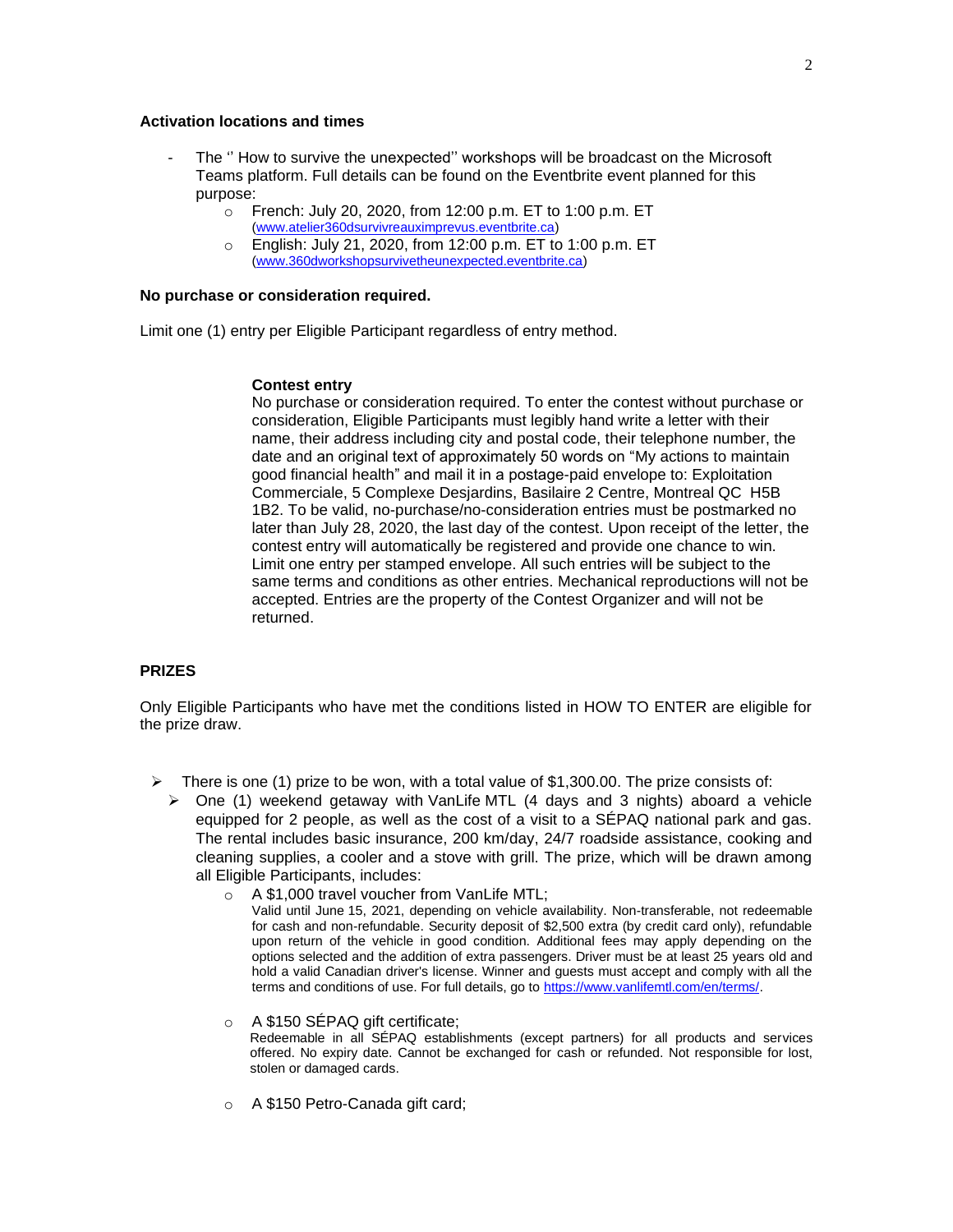**Activation locations and times**

- The '' How to survive the unexpected'' workshops will be broadcast on the Microsoft Teams platform. Full details can be found on the Eventbrite event planned for this purpose:
  - French: July 20, 2020, from 12:00 p.m. ET to 1:00 p.m. ET (www.atelier360dsurvivreauximprevus.eventbrite.ca)
  - English: July 21, 2020, from 12:00 p.m. ET to 1:00 p.m. ET (www.360dworkshopsurvivetheunexpected.eventbrite.ca)

**No purchase or consideration required.**

Limit one (1) entry per Eligible Participant regardless of entry method.

**Contest entry**

No purchase or consideration required. To enter the contest without purchase or consideration, Eligible Participants must legibly hand write a letter with their name, their address including city and postal code, their telephone number, the date and an original text of approximately 50 words on "My actions to maintain good financial health" and mail it in a postage-paid envelope to: Exploitation Commerciale, 5 Complexe Desjardins, Basilaire 2 Centre, Montreal QC H5B 1B2. To be valid, no-purchase/no-consideration entries must be postmarked no later than July 28, 2020, the last day of the contest. Upon receipt of the letter, the contest entry will automatically be registered and provide one chance to win. Limit one entry per stamped envelope. All such entries will be subject to the same terms and conditions as other entries. Mechanical reproductions will not be accepted. Entries are the property of the Contest Organizer and will not be returned.

**PRIZES**

Only Eligible Participants who have met the conditions listed in HOW TO ENTER are eligible for the prize draw.

- There is one (1) prize to be won, with a total value of $1,300.00. The prize consists of:
  - One (1) weekend getaway with VanLife MTL (4 days and 3 nights) aboard a vehicle equipped for 2 people, as well as the cost of a visit to a SÉPAQ national park and gas. The rental includes basic insurance, 200 km/day, 24/7 roadside assistance, cooking and cleaning supplies, a cooler and a stove with grill. The prize, which will be drawn among all Eligible Participants, includes:
    - A $1,000 travel voucher from VanLife MTL;
      Valid until June 15, 2021, depending on vehicle availability. Non-transferable, not redeemable for cash and non-refundable. Security deposit of $2,500 extra (by credit card only), refundable upon return of the vehicle in good condition. Additional fees may apply depending on the options selected and the addition of extra passengers. Driver must be at least 25 years old and hold a valid Canadian driver's license. Winner and guests must accept and comply with all the terms and conditions of use. For full details, go to https://www.vanlifemtl.com/en/terms/.
    - A $150 SÉPAQ gift certificate;
      Redeemable in all SÉPAQ establishments (except partners) for all products and services offered. No expiry date. Cannot be exchanged for cash or refunded. Not responsible for lost, stolen or damaged cards.
    - A $150 Petro-Canada gift card;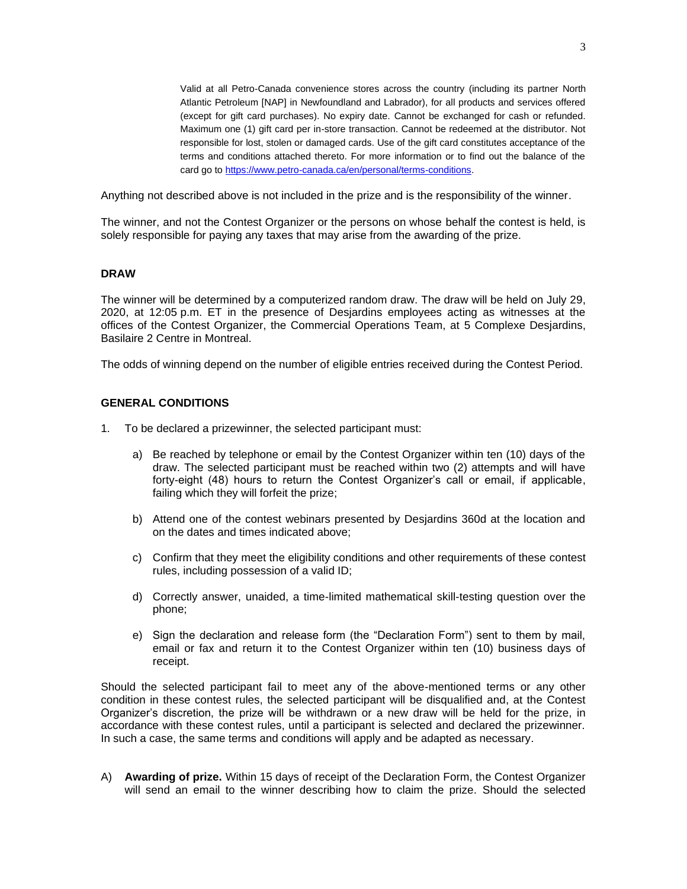> Valid at all Petro-Canada convenience stores across the country (including its partner North Atlantic Petroleum [NAP] in Newfoundland and Labrador), for all products and services offered (except for gift card purchases). No expiry date. Cannot be exchanged for cash or refunded. Maximum one (1) gift card per in-store transaction. Cannot be redeemed at the distributor. Not responsible for lost, stolen or damaged cards. Use of the gift card constitutes acceptance of the terms and conditions attached thereto. For more information or to find out the balance of the card go to [https://www.petro-canada.ca/en/personal/terms-conditions](https://www.petro-canada.ca/en/personal/terms-conditions).

Anything not described above is not included in the prize and is the responsibility of the winner.

The winner, and not the Contest Organizer or the persons on whose behalf the contest is held, is solely responsible for paying any taxes that may arise from the awarding of the prize.

## DRAW

The winner will be determined by a computerized random draw. The draw will be held on July 29, 2020, at 12:05 p.m. ET in the presence of Desjardins employees acting as witnesses at the offices of the Contest Organizer, the Commercial Operations Team, at 5 Complexe Desjardins, Basilaire 2 Centre in Montreal.

The odds of winning depend on the number of eligible entries received during the Contest Period.

## GENERAL CONDITIONS

1. To be declared a prizewinner, the selected participant must:

   a) Be reached by telephone or email by the Contest Organizer within ten (10) days of the draw. The selected participant must be reached within two (2) attempts and will have forty-eight (48) hours to return the Contest Organizer's call or email, if applicable, failing which they will forfeit the prize;

   b) Attend one of the contest webinars presented by Desjardins 360d at the location and on the dates and times indicated above;

   c) Confirm that they meet the eligibility conditions and other requirements of these contest rules, including possession of a valid ID;

   d) Correctly answer, unaided, a time-limited mathematical skill-testing question over the phone;

   e) Sign the declaration and release form (the "Declaration Form") sent to them by mail, email or fax and return it to the Contest Organizer within ten (10) business days of receipt.

Should the selected participant fail to meet any of the above-mentioned terms or any other condition in these contest rules, the selected participant will be disqualified and, at the Contest Organizer's discretion, the prize will be withdrawn or a new draw will be held for the prize, in accordance with these contest rules, until a participant is selected and declared the prizewinner. In such a case, the same terms and conditions will apply and be adapted as necessary.

A) **Awarding of prize.** Within 15 days of receipt of the Declaration Form, the Contest Organizer will send an email to the winner describing how to claim the prize. Should the selected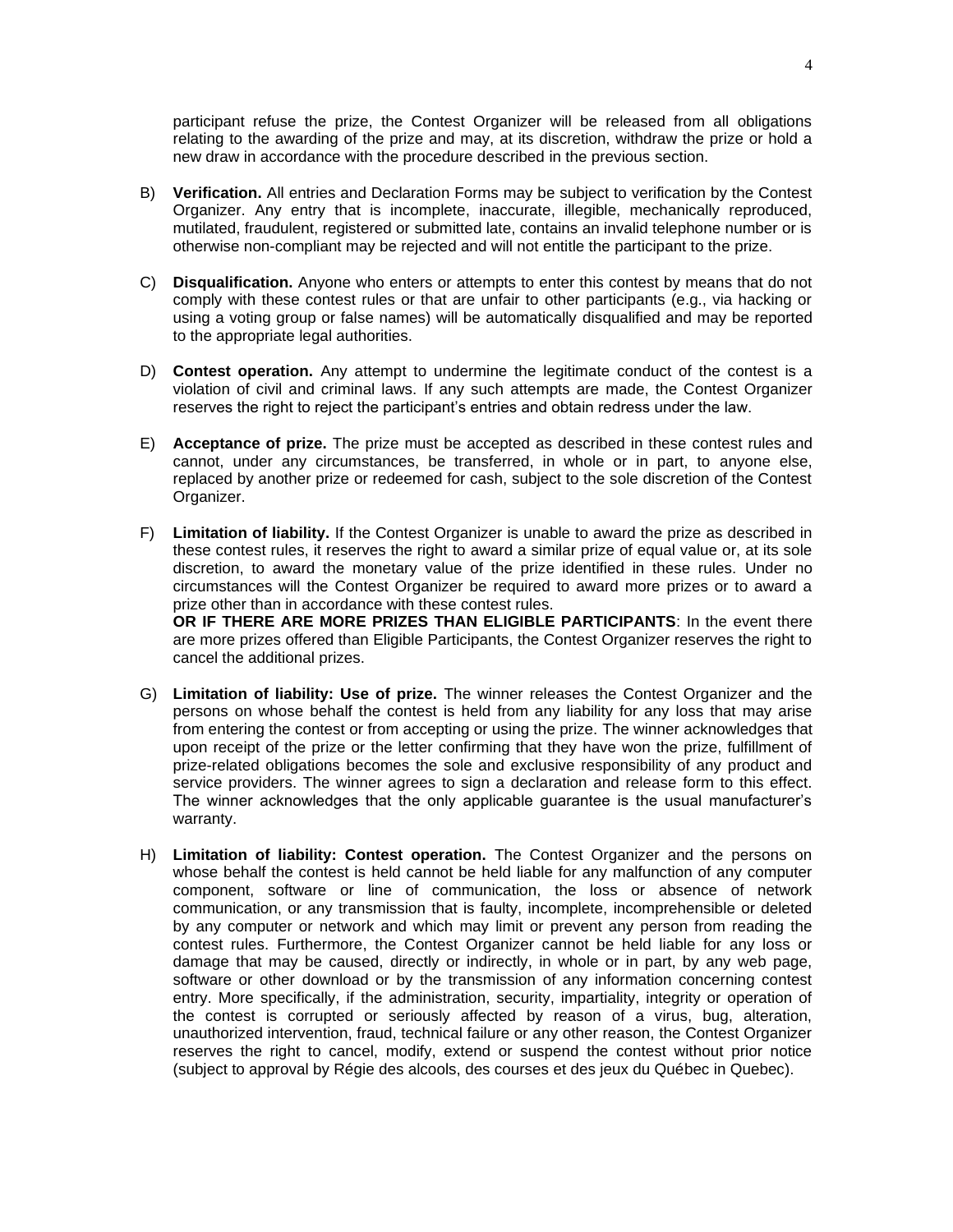participant refuse the prize, the Contest Organizer will be released from all obligations relating to the awarding of the prize and may, at its discretion, withdraw the prize or hold a new draw in accordance with the procedure described in the previous section.

B) **Verification.** All entries and Declaration Forms may be subject to verification by the Contest Organizer. Any entry that is incomplete, inaccurate, illegible, mechanically reproduced, mutilated, fraudulent, registered or submitted late, contains an invalid telephone number or is otherwise non-compliant may be rejected and will not entitle the participant to the prize.

C) **Disqualification.** Anyone who enters or attempts to enter this contest by means that do not comply with these contest rules or that are unfair to other participants (e.g., via hacking or using a voting group or false names) will be automatically disqualified and may be reported to the appropriate legal authorities.

D) **Contest operation.** Any attempt to undermine the legitimate conduct of the contest is a violation of civil and criminal laws. If any such attempts are made, the Contest Organizer reserves the right to reject the participant's entries and obtain redress under the law.

E) **Acceptance of prize.** The prize must be accepted as described in these contest rules and cannot, under any circumstances, be transferred, in whole or in part, to anyone else, replaced by another prize or redeemed for cash, subject to the sole discretion of the Contest Organizer.

F) **Limitation of liability.** If the Contest Organizer is unable to award the prize as described in these contest rules, it reserves the right to award a similar prize of equal value or, at its sole discretion, to award the monetary value of the prize identified in these rules. Under no circumstances will the Contest Organizer be required to award more prizes or to award a prize other than in accordance with these contest rules.
**OR IF THERE ARE MORE PRIZES THAN ELIGIBLE PARTICIPANTS**: In the event there are more prizes offered than Eligible Participants, the Contest Organizer reserves the right to cancel the additional prizes.

G) **Limitation of liability: Use of prize.** The winner releases the Contest Organizer and the persons on whose behalf the contest is held from any liability for any loss that may arise from entering the contest or from accepting or using the prize. The winner acknowledges that upon receipt of the prize or the letter confirming that they have won the prize, fulfillment of prize-related obligations becomes the sole and exclusive responsibility of any product and service providers. The winner agrees to sign a declaration and release form to this effect. The winner acknowledges that the only applicable guarantee is the usual manufacturer's warranty.

H) **Limitation of liability: Contest operation.** The Contest Organizer and the persons on whose behalf the contest is held cannot be held liable for any malfunction of any computer component, software or line of communication, the loss or absence of network communication, or any transmission that is faulty, incomplete, incomprehensible or deleted by any computer or network and which may limit or prevent any person from reading the contest rules. Furthermore, the Contest Organizer cannot be held liable for any loss or damage that may be caused, directly or indirectly, in whole or in part, by any web page, software or other download or by the transmission of any information concerning contest entry. More specifically, if the administration, security, impartiality, integrity or operation of the contest is corrupted or seriously affected by reason of a virus, bug, alteration, unauthorized intervention, fraud, technical failure or any other reason, the Contest Organizer reserves the right to cancel, modify, extend or suspend the contest without prior notice (subject to approval by Régie des alcools, des courses et des jeux du Québec in Quebec).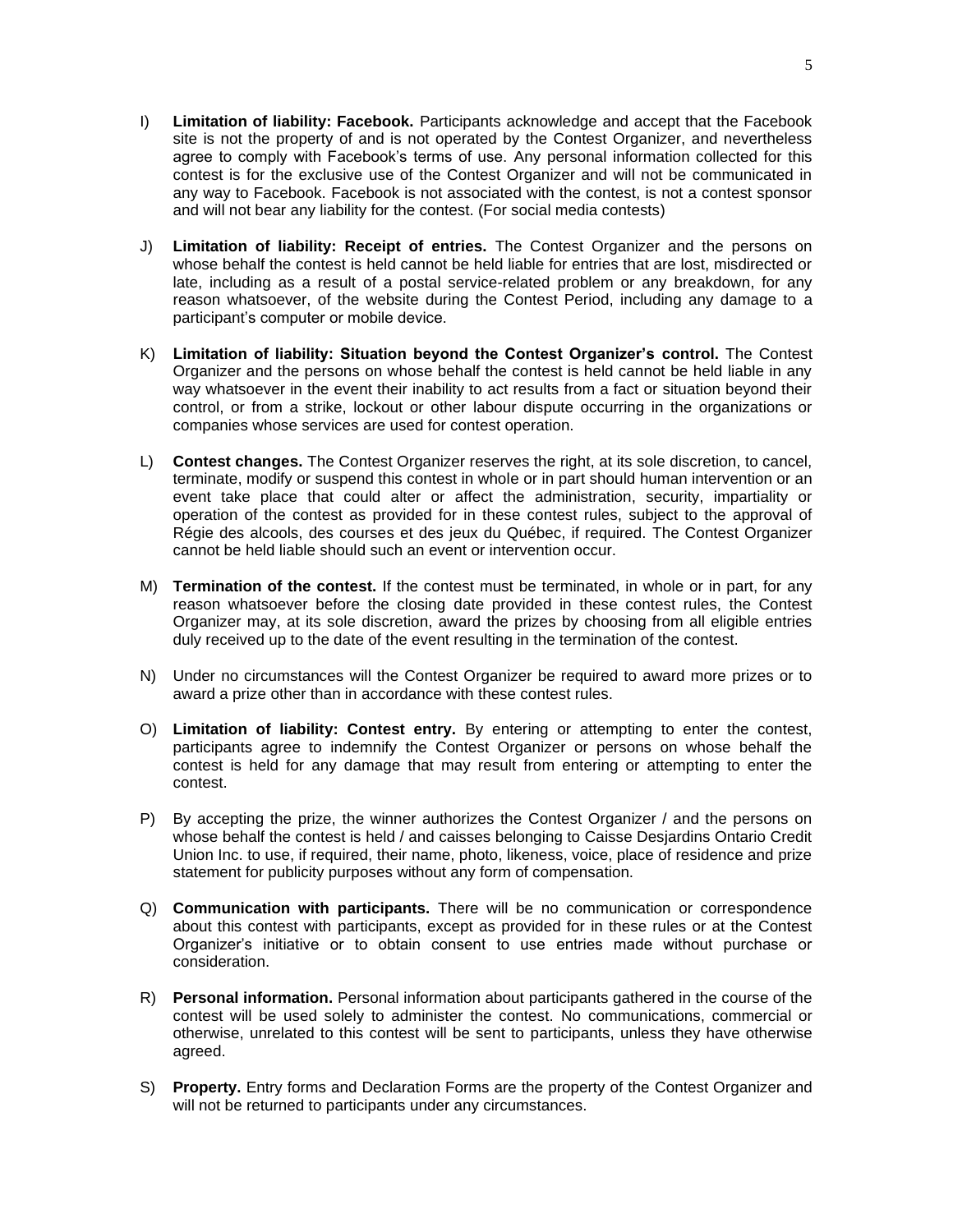I) **Limitation of liability: Facebook.** Participants acknowledge and accept that the Facebook site is not the property of and is not operated by the Contest Organizer, and nevertheless agree to comply with Facebook's terms of use. Any personal information collected for this contest is for the exclusive use of the Contest Organizer and will not be communicated in any way to Facebook. Facebook is not associated with the contest, is not a contest sponsor and will not bear any liability for the contest. (For social media contests)

J) **Limitation of liability: Receipt of entries.** The Contest Organizer and the persons on whose behalf the contest is held cannot be held liable for entries that are lost, misdirected or late, including as a result of a postal service-related problem or any breakdown, for any reason whatsoever, of the website during the Contest Period, including any damage to a participant's computer or mobile device.

K) **Limitation of liability: Situation beyond the Contest Organizer's control.** The Contest Organizer and the persons on whose behalf the contest is held cannot be held liable in any way whatsoever in the event their inability to act results from a fact or situation beyond their control, or from a strike, lockout or other labour dispute occurring in the organizations or companies whose services are used for contest operation.

L) **Contest changes.** The Contest Organizer reserves the right, at its sole discretion, to cancel, terminate, modify or suspend this contest in whole or in part should human intervention or an event take place that could alter or affect the administration, security, impartiality or operation of the contest as provided for in these contest rules, subject to the approval of Régie des alcools, des courses et des jeux du Québec, if required. The Contest Organizer cannot be held liable should such an event or intervention occur.

M) **Termination of the contest.** If the contest must be terminated, in whole or in part, for any reason whatsoever before the closing date provided in these contest rules, the Contest Organizer may, at its sole discretion, award the prizes by choosing from all eligible entries duly received up to the date of the event resulting in the termination of the contest.

N) Under no circumstances will the Contest Organizer be required to award more prizes or to award a prize other than in accordance with these contest rules.

O) **Limitation of liability: Contest entry.** By entering or attempting to enter the contest, participants agree to indemnify the Contest Organizer or persons on whose behalf the contest is held for any damage that may result from entering or attempting to enter the contest.

P) By accepting the prize, the winner authorizes the Contest Organizer / and the persons on whose behalf the contest is held / and caisses belonging to Caisse Desjardins Ontario Credit Union Inc. to use, if required, their name, photo, likeness, voice, place of residence and prize statement for publicity purposes without any form of compensation.

Q) **Communication with participants.** There will be no communication or correspondence about this contest with participants, except as provided for in these rules or at the Contest Organizer's initiative or to obtain consent to use entries made without purchase or consideration.

R) **Personal information.** Personal information about participants gathered in the course of the contest will be used solely to administer the contest. No communications, commercial or otherwise, unrelated to this contest will be sent to participants, unless they have otherwise agreed.

S) **Property.** Entry forms and Declaration Forms are the property of the Contest Organizer and will not be returned to participants under any circumstances.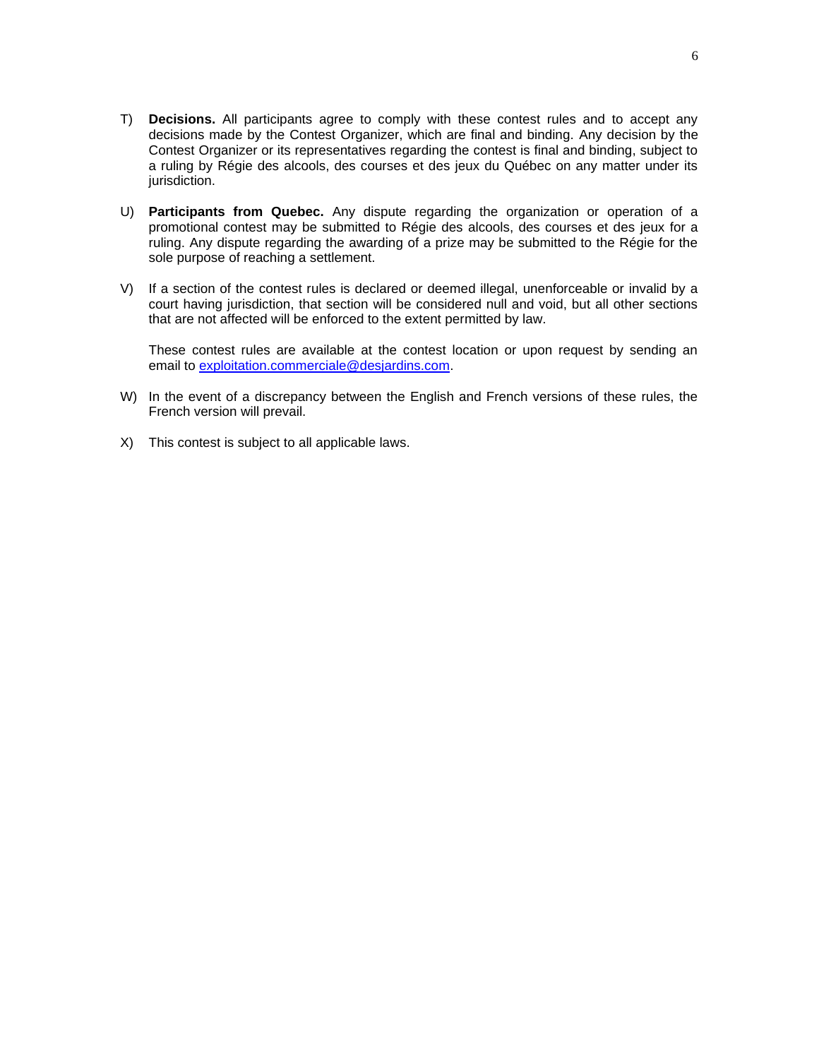T) **Decisions.** All participants agree to comply with these contest rules and to accept any decisions made by the Contest Organizer, which are final and binding. Any decision by the Contest Organizer or its representatives regarding the contest is final and binding, subject to a ruling by Régie des alcools, des courses et des jeux du Québec on any matter under its jurisdiction.

U) **Participants from Quebec.** Any dispute regarding the organization or operation of a promotional contest may be submitted to Régie des alcools, des courses et des jeux for a ruling. Any dispute regarding the awarding of a prize may be submitted to the Régie for the sole purpose of reaching a settlement.

V) If a section of the contest rules is declared or deemed illegal, unenforceable or invalid by a court having jurisdiction, that section will be considered null and void, but all other sections that are not affected will be enforced to the extent permitted by law.

These contest rules are available at the contest location or upon request by sending an email to exploitation.commerciale@desjardins.com.

W) In the event of a discrepancy between the English and French versions of these rules, the French version will prevail.

X) This contest is subject to all applicable laws.